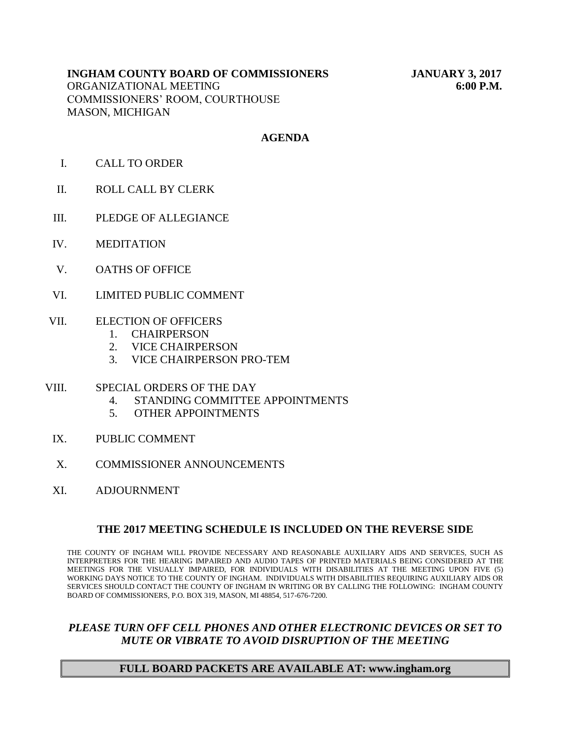**INGHAM COUNTY BOARD OF COMMISSIONERS** **JANUARY 3, 2017**
ORGANIZATIONAL MEETING **6:00 P.M.**
COMMISSIONERS' ROOM, COURTHOUSE
MASON, MICHIGAN

## AGENDA

I. CALL TO ORDER

II. ROLL CALL BY CLERK

III. PLEDGE OF ALLEGIANCE

IV. MEDITATION

V. OATHS OF OFFICE

VI. LIMITED PUBLIC COMMENT

VII. ELECTION OF OFFICERS
1. CHAIRPERSON
2. VICE CHAIRPERSON
3. VICE CHAIRPERSON PRO-TEM

VIII. SPECIAL ORDERS OF THE DAY
4. STANDING COMMITTEE APPOINTMENTS
5. OTHER APPOINTMENTS

IX. PUBLIC COMMENT

X. COMMISSIONER ANNOUNCEMENTS

XI. ADJOURNMENT

**THE 2017 MEETING SCHEDULE IS INCLUDED ON THE REVERSE SIDE**

THE COUNTY OF INGHAM WILL PROVIDE NECESSARY AND REASONABLE AUXILIARY AIDS AND SERVICES, SUCH AS INTERPRETERS FOR THE HEARING IMPAIRED AND AUDIO TAPES OF PRINTED MATERIALS BEING CONSIDERED AT THE MEETINGS FOR THE VISUALLY IMPAIRED, FOR INDIVIDUALS WITH DISABILITIES AT THE MEETING UPON FIVE (5) WORKING DAYS NOTICE TO THE COUNTY OF INGHAM. INDIVIDUALS WITH DISABILITIES REQUIRING AUXILIARY AIDS OR SERVICES SHOULD CONTACT THE COUNTY OF INGHAM IN WRITING OR BY CALLING THE FOLLOWING: INGHAM COUNTY BOARD OF COMMISSIONERS, P.O. BOX 319, MASON, MI 48854, 517-676-7200.

***PLEASE TURN OFF CELL PHONES AND OTHER ELECTRONIC DEVICES OR SET TO MUTE OR VIBRATE TO AVOID DISRUPTION OF THE MEETING***

**FULL BOARD PACKETS ARE AVAILABLE AT: www.ingham.org**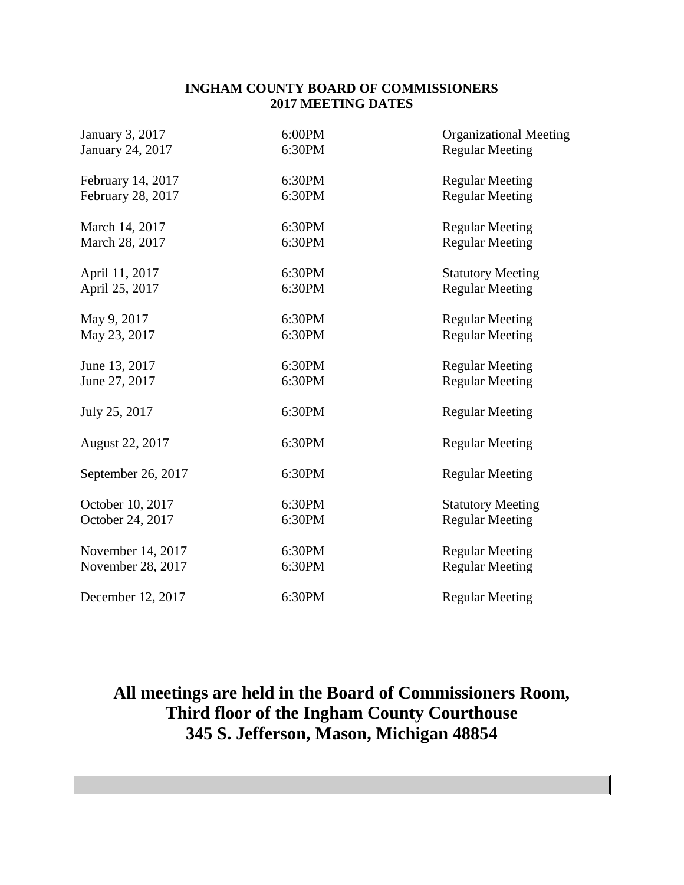**INGHAM COUNTY BOARD OF COMMISSIONERS**
**2017 MEETING DATES**

| | | |
|---|---|---|
| January 3, 2017 | 6:00PM | Organizational Meeting |
| January 24, 2017 | 6:30PM | Regular Meeting |
| February 14, 2017 | 6:30PM | Regular Meeting |
| February 28, 2017 | 6:30PM | Regular Meeting |
| March 14, 2017 | 6:30PM | Regular Meeting |
| March 28, 2017 | 6:30PM | Regular Meeting |
| April 11, 2017 | 6:30PM | Statutory Meeting |
| April 25, 2017 | 6:30PM | Regular Meeting |
| May 9, 2017 | 6:30PM | Regular Meeting |
| May 23, 2017 | 6:30PM | Regular Meeting |
| June 13, 2017 | 6:30PM | Regular Meeting |
| June 27, 2017 | 6:30PM | Regular Meeting |
| July 25, 2017 | 6:30PM | Regular Meeting |
| August 22, 2017 | 6:30PM | Regular Meeting |
| September 26, 2017 | 6:30PM | Regular Meeting |
| October 10, 2017 | 6:30PM | Statutory Meeting |
| October 24, 2017 | 6:30PM | Regular Meeting |
| November 14, 2017 | 6:30PM | Regular Meeting |
| November 28, 2017 | 6:30PM | Regular Meeting |
| December 12, 2017 | 6:30PM | Regular Meeting |

**All meetings are held in the Board of Commissioners Room,**
**Third floor of the Ingham County Courthouse**
**345 S. Jefferson, Mason, Michigan 48854**